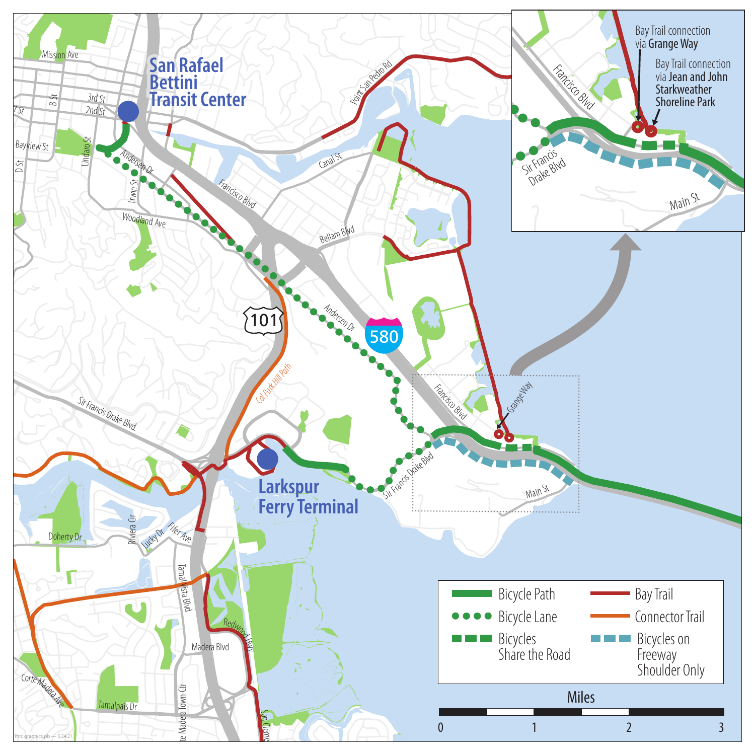San Rafael Bettini Transit Center

Larkspur Ferry Terminal

Bay Trail connection via **Grange Way**

Bay Trail connection via **Jean and John Starkweather Shoreline Park**

| Legend | |
|---|---|
| Bicycle Path | Bay Trail |
| Bicycle Lane | Connector Trail |
| Bicycles Share the Road | Bicycles on Freeway Shoulder Only |

Miles

0 1 2 3

mtc.graphics.pb — 5.24.21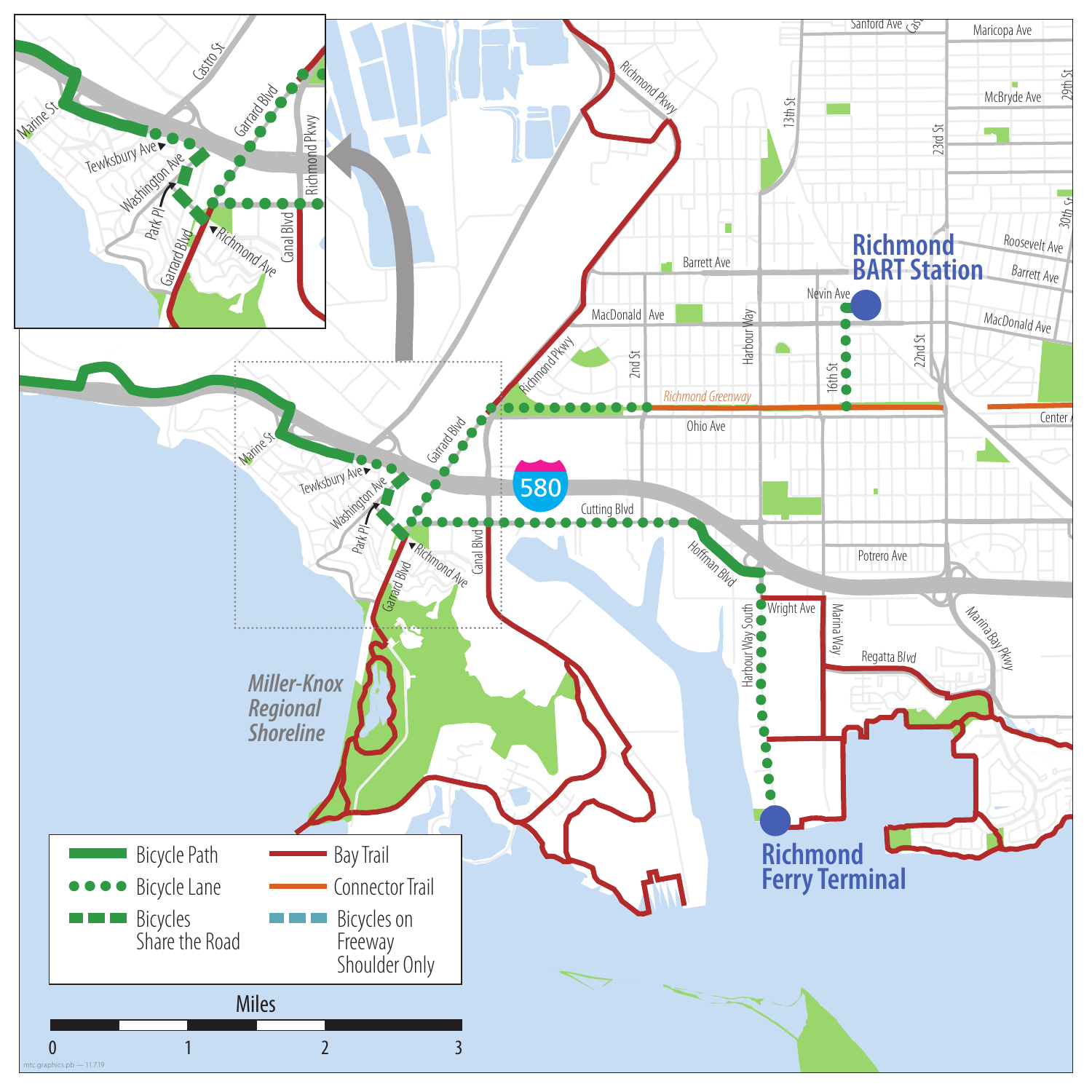Richmond BART Station

Richmond Ferry Terminal

Miller-Knox Regional Shoreline

Sanford Ave
Maricopa Ave
McBryde Ave
29th St
23rd St
13th St
30th St
Richmond Pkwy
Roosevelt Ave
Barrett Ave
Nevin Ave
MacDonald Ave
16th St
22nd St
Harbour Way
2nd St
Richmond Greenway
Ohio Ave
Center Ave
580
Cutting Blvd
Potrero Ave
Hoffman Blvd
Wright Ave
Marina Way
Harbour Way South
Regatta Blvd
Marina Bay Pkwy
Garrard Blvd
Canal Blvd
Richmond Ave
Park Pl
Washington Ave
Tewksbury Ave
Marine St
Castro St

Bicycle Path
Bicycle Lane
Bicycles Share the Road
Bay Trail
Connector Trail
Bicycles on Freeway Shoulder Only

Miles
0
1
2
3

mtc.graphics.pb — 11.7.19